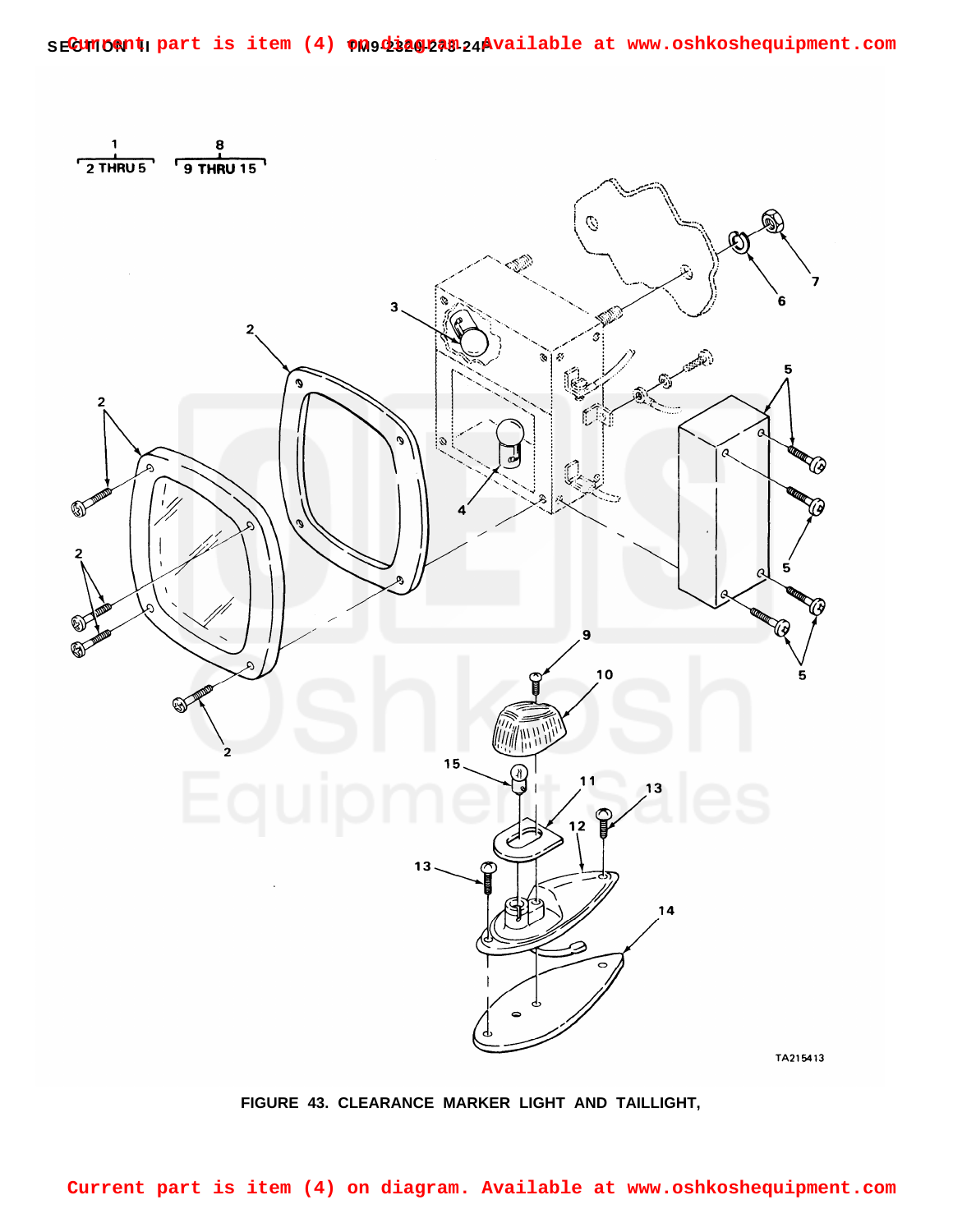Current part is item (4) on diagram. Available at www.oshkoshequipment.com

FIGURE 43. CLEARANCE MARKER LIGHT AND TAILLIGHT,

Current part is item (4) on diagram. Available at www.oshkoshequipment.com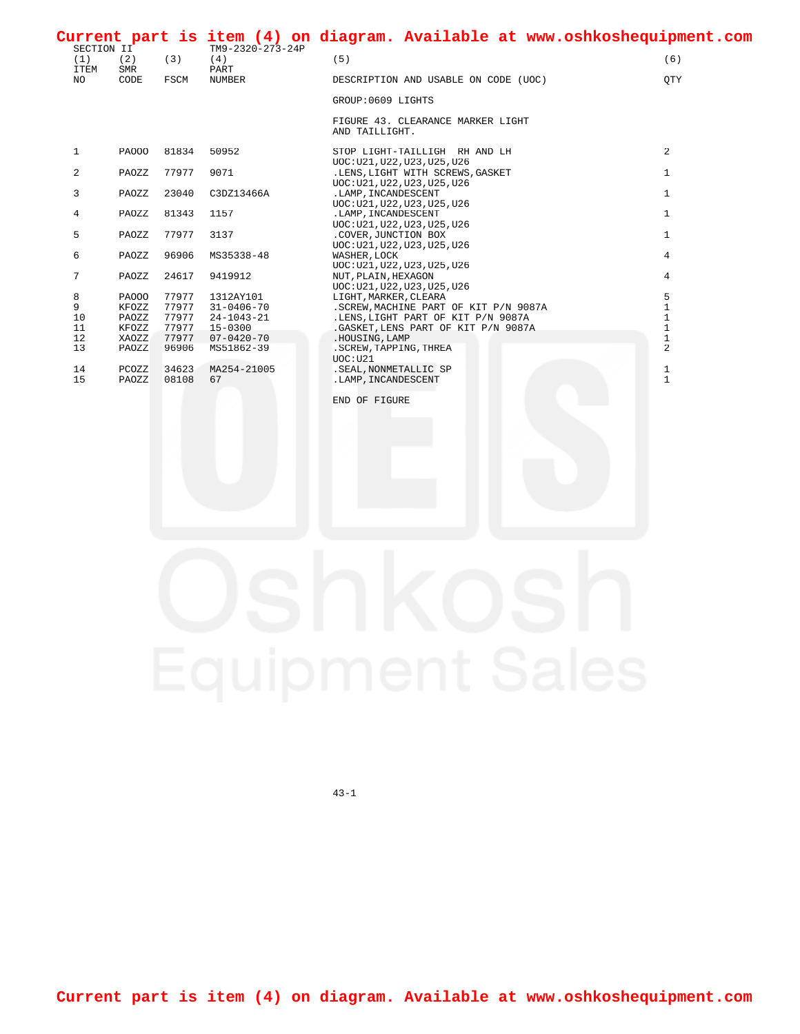**Current part is item (4) on diagram. Available at www.oshkoshequipment.com**

SECTION II TM9-2320-273-24P

| (1) ITEM NO | (2) SMR CODE | (3) FSCM | (4) PART NUMBER | (5) DESCRIPTION AND USABLE ON CODE (UOC) | (6) QTY |
|---|---|---|---|---|---|
| | | | | GROUP:0609 LIGHTS | |
| | | | | FIGURE 43. CLEARANCE MARKER LIGHT AND TAILLIGHT. | |
| 1 | PAOOO | 81834 | 50952 | STOP LIGHT-TAILLIGH RH AND LH UOC:U21,U22,U23,U25,U26 | 2 |
| 2 | PAOZZ | 77977 | 9071 | .LENS,LIGHT WITH SCREWS,GASKET UOC:U21,U22,U23,U25,U26 | 1 |
| 3 | PAOZZ | 23040 | C3DZ13466A | .LAMP,INCANDESCENT UOC:U21,U22,U23,U25,U26 | 1 |
| 4 | PAOZZ | 81343 | 1157 | .LAMP,INCANDESCENT UOC:U21,U22,U23,U25,U26 | 1 |
| 5 | PAOZZ | 77977 | 3137 | .COVER,JUNCTION BOX UOC:U21,U22,U23,U25,U26 | 1 |
| 6 | PAOZZ | 96906 | MS35338-48 | WASHER,LOCK UOC:U21,U22,U23,U25,U26 | 4 |
| 7 | PAOZZ | 24617 | 9419912 | NUT,PLAIN,HEXAGON UOC:U21,U22,U23,U25,U26 | 4 |
| 8 | PAOOO | 77977 | 1312AY101 | LIGHT,MARKER,CLEARA | 5 |
| 9 | KFOZZ | 77977 | 31-0406-70 | .SCREW,MACHINE PART OF KIT P/N 9087A | 1 |
| 10 | PAOZZ | 77977 | 24-1043-21 | .LENS,LIGHT PART OF KIT P/N 9087A | 1 |
| 11 | KFOZZ | 77977 | 15-0300 | .GASKET,LENS PART OF KIT P/N 9087A | 1 |
| 12 | XAOZZ | 77977 | 07-0420-70 | .HOUSING,LAMP | 1 |
| 13 | PAOZZ | 96906 | MS51862-39 | .SCREW,TAPPING,THREA UOC:U21 | 2 |
| 14 | PCOZZ | 34623 | MA254-21005 | .SEAL,NONMETALLIC SP | 1 |
| 15 | PAOZZ | 08108 | 67 | .LAMP,INCANDESCENT | 1 |
| | | | | END OF FIGURE | |

**Current part is item (4) on diagram. Available at www.oshkoshequipment.com**